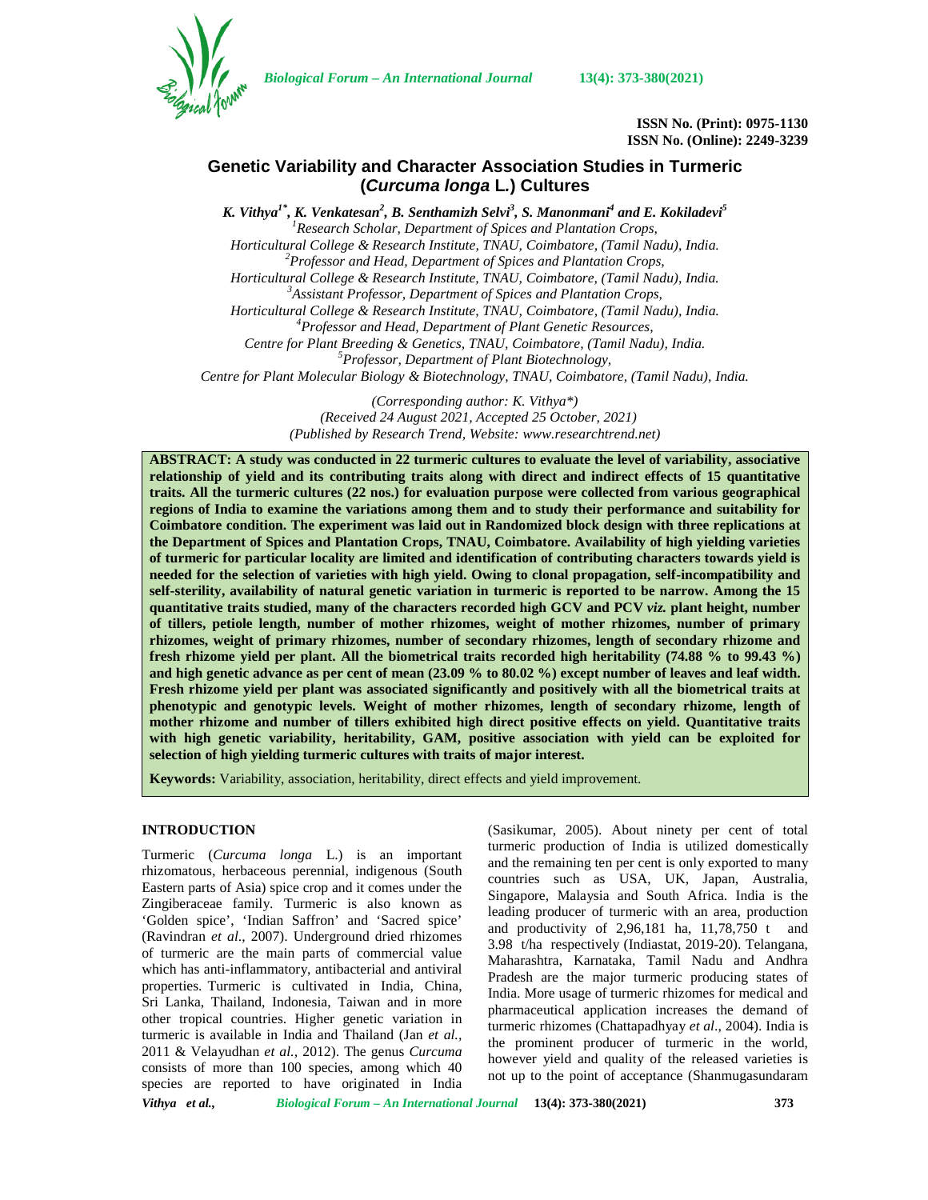ISSN No. (Print): 0975-1130
ISSN No. (Online): 2249-3239

# Genetic Variability and Character Association Studies in Turmeric (*Curcuma longa* L.) Cultures

*K. Vithya[1*], K. Venkatesan[2], B. Senthamizh Selvi[3], S. Manonmani[4] and E. Kokiladevi[5]*

[1]Research Scholar, Department of Spices and Plantation Crops, Horticultural College & Research Institute, TNAU, Coimbatore, (Tamil Nadu), India.
[2]Professor and Head, Department of Spices and Plantation Crops, Horticultural College & Research Institute, TNAU, Coimbatore, (Tamil Nadu), India.
[3]Assistant Professor, Department of Spices and Plantation Crops, Horticultural College & Research Institute, TNAU, Coimbatore, (Tamil Nadu), India.
[4]Professor and Head, Department of Plant Genetic Resources, Centre for Plant Breeding & Genetics, TNAU, Coimbatore, (Tamil Nadu), India.
[5]Professor, Department of Plant Biotechnology, Centre for Plant Molecular Biology & Biotechnology, TNAU, Coimbatore, (Tamil Nadu), India.

*(Corresponding author: K. Vithya\*)*
*(Received 24 August 2021, Accepted 25 October, 2021)*
*(Published by Research Trend, Website: www.researchtrend.net)*

**ABSTRACT: A study was conducted in 22 turmeric cultures to evaluate the level of variability, associative relationship of yield and its contributing traits along with direct and indirect effects of 15 quantitative traits. All the turmeric cultures (22 nos.) for evaluation purpose were collected from various geographical regions of India to examine the variations among them and to study their performance and suitability for Coimbatore condition. The experiment was laid out in Randomized block design with three replications at the Department of Spices and Plantation Crops, TNAU, Coimbatore. Availability of high yielding varieties of turmeric for particular locality are limited and identification of contributing characters towards yield is needed for the selection of varieties with high yield. Owing to clonal propagation, self-incompatibility and self-sterility, availability of natural genetic variation in turmeric is reported to be narrow. Among the 15 quantitative traits studied, many of the characters recorded high GCV and PCV *viz.* plant height, number of tillers, petiole length, number of mother rhizomes, weight of mother rhizomes, number of primary rhizomes, weight of primary rhizomes, number of secondary rhizomes, length of secondary rhizome and fresh rhizome yield per plant. All the biometrical traits recorded high heritability (74.88 % to 99.43 %) and high genetic advance as per cent of mean (23.09 % to 80.02 %) except number of leaves and leaf width. Fresh rhizome yield per plant was associated significantly and positively with all the biometrical traits at phenotypic and genotypic levels. Weight of mother rhizomes, length of secondary rhizome, length of mother rhizome and number of tillers exhibited high direct positive effects on yield. Quantitative traits with high genetic variability, heritability, GAM, positive association with yield can be exploited for selection of high yielding turmeric cultures with traits of major interest.**

**Keywords:** Variability, association, heritability, direct effects and yield improvement.

## INTRODUCTION

Turmeric (*Curcuma longa* L.) is an important rhizomatous, herbaceous perennial, indigenous (South Eastern parts of Asia) spice crop and it comes under the Zingiberaceae family. Turmeric is also known as 'Golden spice', 'Indian Saffron' and 'Sacred spice' (Ravindran *et al*., 2007). Underground dried rhizomes of turmeric are the main parts of commercial value which has anti-inflammatory, antibacterial and antiviral properties. Turmeric is cultivated in India, China, Sri Lanka, Thailand, Indonesia, Taiwan and in more other tropical countries. Higher genetic variation in turmeric is available in India and Thailand (Jan *et al.,* 2011 & Velayudhan *et al.,* 2012). The genus *Curcuma* consists of more than 100 species, among which 40 species are reported to have originated in India (Sasikumar, 2005). About ninety per cent of total turmeric production of India is utilized domestically and the remaining ten per cent is only exported to many countries such as USA, UK, Japan, Australia, Singapore, Malaysia and South Africa. India is the leading producer of turmeric with an area, production and productivity of 2,96,181 ha, 11,78,750 t and 3.98 t/ha respectively (Indiastat, 2019-20). Telangana, Maharashtra, Karnataka, Tamil Nadu and Andhra Pradesh are the major turmeric producing states of India. More usage of turmeric rhizomes for medical and pharmaceutical application increases the demand of turmeric rhizomes (Chattapadhyay *et al*., 2004). India is the prominent producer of turmeric in the world, however yield and quality of the released varieties is not up to the point of acceptance (Shanmugasundaram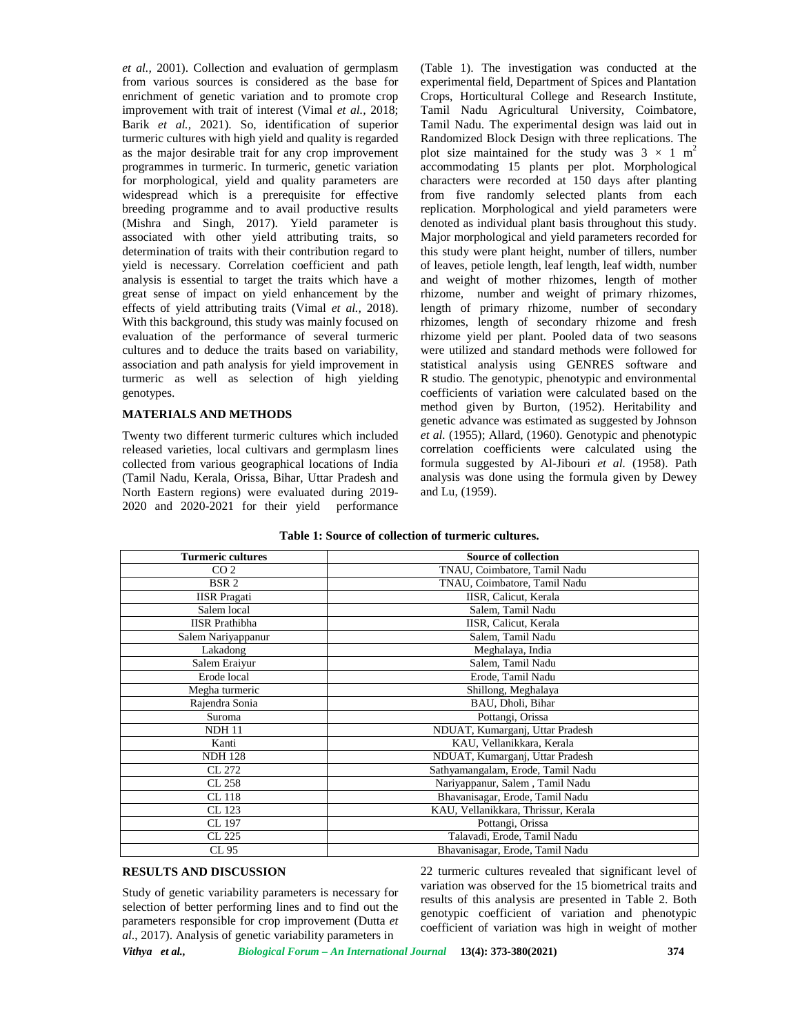*et al.,* 2001). Collection and evaluation of germplasm from various sources is considered as the base for enrichment of genetic variation and to promote crop improvement with trait of interest (Vimal *et al.,* 2018; Barik *et al.,* 2021). So, identification of superior turmeric cultures with high yield and quality is regarded as the major desirable trait for any crop improvement programmes in turmeric. In turmeric, genetic variation for morphological, yield and quality parameters are widespread which is a prerequisite for effective breeding programme and to avail productive results (Mishra and Singh, 2017). Yield parameter is associated with other yield attributing traits, so determination of traits with their contribution regard to yield is necessary. Correlation coefficient and path analysis is essential to target the traits which have a great sense of impact on yield enhancement by the effects of yield attributing traits (Vimal *et al.,* 2018). With this background, this study was mainly focused on evaluation of the performance of several turmeric cultures and to deduce the traits based on variability, association and path analysis for yield improvement in turmeric as well as selection of high yielding genotypes.

## MATERIALS AND METHODS

Twenty two different turmeric cultures which included released varieties, local cultivars and germplasm lines collected from various geographical locations of India (Tamil Nadu, Kerala, Orissa, Bihar, Uttar Pradesh and North Eastern regions) were evaluated during 2019-2020 and 2020-2021 for their yield performance (Table 1). The investigation was conducted at the experimental field, Department of Spices and Plantation Crops, Horticultural College and Research Institute, Tamil Nadu Agricultural University, Coimbatore, Tamil Nadu. The experimental design was laid out in Randomized Block Design with three replications. The plot size maintained for the study was $3 \times 1$ m$^2$ accommodating 15 plants per plot. Morphological characters were recorded at 150 days after planting from five randomly selected plants from each replication. Morphological and yield parameters were denoted as individual plant basis throughout this study. Major morphological and yield parameters recorded for this study were plant height, number of tillers, number of leaves, petiole length, leaf length, leaf width, number and weight of mother rhizomes, length of mother rhizome, number and weight of primary rhizomes, length of primary rhizome, number of secondary rhizomes, length of secondary rhizome and fresh rhizome yield per plant. Pooled data of two seasons were utilized and standard methods were followed for statistical analysis using GENRES software and R studio. The genotypic, phenotypic and environmental coefficients of variation were calculated based on the method given by Burton, (1952). Heritability and genetic advance was estimated as suggested by Johnson *et al.* (1955); Allard, (1960). Genotypic and phenotypic correlation coefficients were calculated using the formula suggested by Al-Jibouri *et al.* (1958). Path analysis was done using the formula given by Dewey and Lu, (1959).

**Table 1: Source of collection of turmeric cultures.**

| Turmeric cultures | Source of collection |
|---|---|
| CO 2 | TNAU, Coimbatore, Tamil Nadu |
| BSR 2 | TNAU, Coimbatore, Tamil Nadu |
| IISR Pragati | IISR, Calicut, Kerala |
| Salem local | Salem, Tamil Nadu |
| IISR Prathibha | IISR, Calicut, Kerala |
| Salem Nariyappanur | Salem, Tamil Nadu |
| Lakadong | Meghalaya, India |
| Salem Eraiyur | Salem, Tamil Nadu |
| Erode local | Erode, Tamil Nadu |
| Megha turmeric | Shillong, Meghalaya |
| Rajendra Sonia | BAU, Dholi, Bihar |
| Suroma | Pottangi, Orissa |
| NDH 11 | NDUAT, Kumarganj, Uttar Pradesh |
| Kanti | KAU, Vellanikkara, Kerala |
| NDH 128 | NDUAT, Kumarganj, Uttar Pradesh |
| CL 272 | Sathyamangalam, Erode, Tamil Nadu |
| CL 258 | Nariyappanur, Salem , Tamil Nadu |
| CL 118 | Bhavanisagar, Erode, Tamil Nadu |
| CL 123 | KAU, Vellanikkara, Thrissur, Kerala |
| CL 197 | Pottangi, Orissa |
| CL 225 | Talavadi, Erode, Tamil Nadu |
| CL 95 | Bhavanisagar, Erode, Tamil Nadu |

## RESULTS AND DISCUSSION

Study of genetic variability parameters is necessary for selection of better performing lines and to find out the parameters responsible for crop improvement (Dutta *et al.,* 2017). Analysis of genetic variability parameters in 22 turmeric cultures revealed that significant level of variation was observed for the 15 biometrical traits and results of this analysis are presented in Table 2. Both genotypic coefficient of variation and phenotypic coefficient of variation was high in weight of mother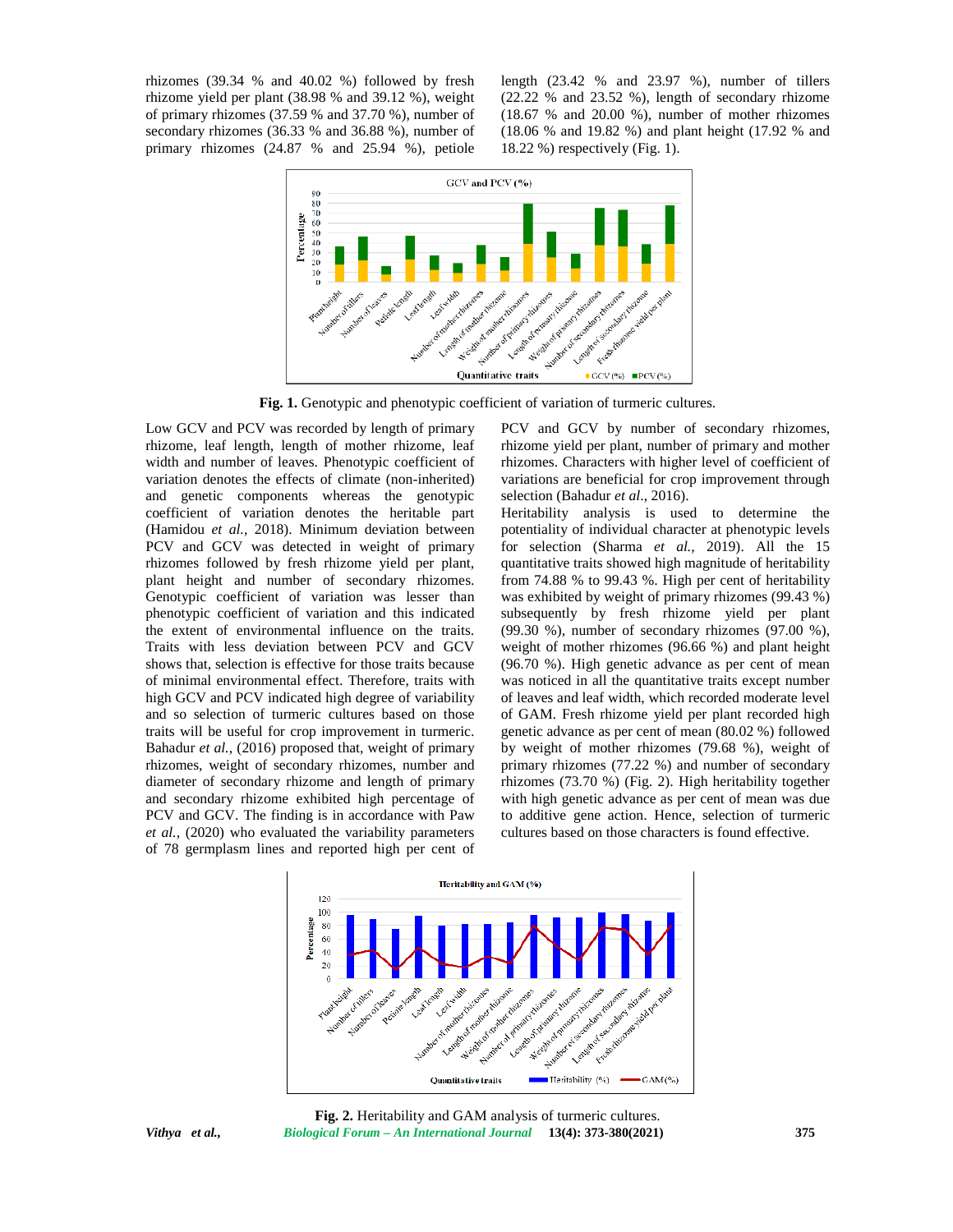rhizomes (39.34 % and 40.02 %) followed by fresh rhizome yield per plant (38.98 % and 39.12 %), weight of primary rhizomes (37.59 % and 37.70 %), number of secondary rhizomes (36.33 % and 36.88 %), number of primary rhizomes (24.87 % and 25.94 %), petiole length (23.42 % and 23.97 %), number of tillers (22.22 % and 23.52 %), length of secondary rhizome (18.67 % and 20.00 %), number of mother rhizomes (18.06 % and 19.82 %) and plant height (17.92 % and 18.22 %) respectively (Fig. 1).

**Fig. 1.** Genotypic and phenotypic coefficient of variation of turmeric cultures.

Low GCV and PCV was recorded by length of primary rhizome, leaf length, length of mother rhizome, leaf width and number of leaves. Phenotypic coefficient of variation denotes the effects of climate (non-inherited) and genetic components whereas the genotypic coefficient of variation denotes the heritable part (Hamidou *et al.,* 2018). Minimum deviation between PCV and GCV was detected in weight of primary rhizomes followed by fresh rhizome yield per plant, plant height and number of secondary rhizomes. Genotypic coefficient of variation was lesser than phenotypic coefficient of variation and this indicated the extent of environmental influence on the traits. Traits with less deviation between PCV and GCV shows that, selection is effective for those traits because of minimal environmental effect. Therefore, traits with high GCV and PCV indicated high degree of variability and so selection of turmeric cultures based on those traits will be useful for crop improvement in turmeric. Bahadur *et al.,* (2016) proposed that, weight of primary rhizomes, weight of secondary rhizomes, number and diameter of secondary rhizome and length of primary and secondary rhizome exhibited high percentage of PCV and GCV. The finding is in accordance with Paw *et al.,* (2020) who evaluated the variability parameters of 78 germplasm lines and reported high per cent of PCV and GCV by number of secondary rhizomes, rhizome yield per plant, number of primary and mother rhizomes. Characters with higher level of coefficient of variations are beneficial for crop improvement through selection (Bahadur *et al*., 2016).

Heritability analysis is used to determine the potentiality of individual character at phenotypic levels for selection (Sharma *et al.,* 2019). All the 15 quantitative traits showed high magnitude of heritability from 74.88 % to 99.43 %. High per cent of heritability was exhibited by weight of primary rhizomes (99.43 %) subsequently by fresh rhizome yield per plant (99.30 %), number of secondary rhizomes (97.00 %), weight of mother rhizomes (96.66 %) and plant height (96.70 %). High genetic advance as per cent of mean was noticed in all the quantitative traits except number of leaves and leaf width, which recorded moderate level of GAM. Fresh rhizome yield per plant recorded high genetic advance as per cent of mean (80.02 %) followed by weight of mother rhizomes (79.68 %), weight of primary rhizomes (77.22 %) and number of secondary rhizomes (73.70 %) (Fig. 2). High heritability together with high genetic advance as per cent of mean was due to additive gene action. Hence, selection of turmeric cultures based on those characters is found effective.

**Fig. 2.** Heritability and GAM analysis of turmeric cultures.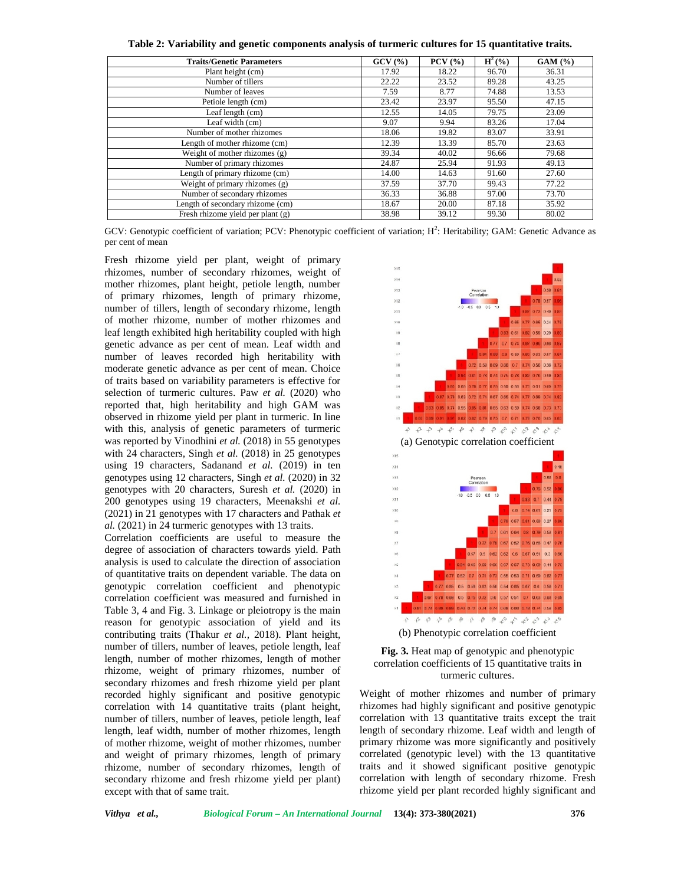**Table 2: Variability and genetic components analysis of turmeric cultures for 15 quantitative traits.**

| Traits/Genetic Parameters | GCV (%) | PCV (%) | $H^2$ (%) | GAM (%) |
|---|---|---|---|---|
| Plant height (cm) | 17.92 | 18.22 | 96.70 | 36.31 |
| Number of tillers | 22.22 | 23.52 | 89.28 | 43.25 |
| Number of leaves | 7.59 | 8.77 | 74.88 | 13.53 |
| Petiole length (cm) | 23.42 | 23.97 | 95.50 | 47.15 |
| Leaf length (cm) | 12.55 | 14.05 | 79.75 | 23.09 |
| Leaf width (cm) | 9.07 | 9.94 | 83.26 | 17.04 |
| Number of mother rhizomes | 18.06 | 19.82 | 83.07 | 33.91 |
| Length of mother rhizome (cm) | 12.39 | 13.39 | 85.70 | 23.63 |
| Weight of mother rhizomes (g) | 39.34 | 40.02 | 96.66 | 79.68 |
| Number of primary rhizomes | 24.87 | 25.94 | 91.93 | 49.13 |
| Length of primary rhizome (cm) | 14.00 | 14.63 | 91.60 | 27.60 |
| Weight of primary rhizomes (g) | 37.59 | 37.70 | 99.43 | 77.22 |
| Number of secondary rhizomes | 36.33 | 36.88 | 97.00 | 73.70 |
| Length of secondary rhizome (cm) | 18.67 | 20.00 | 87.18 | 35.92 |
| Fresh rhizome yield per plant (g) | 38.98 | 39.12 | 99.30 | 80.02 |

GCV: Genotypic coefficient of variation; PCV: Phenotypic coefficient of variation; $H^2$: Heritability; GAM: Genetic Advance as per cent of mean

Fresh rhizome yield per plant, weight of primary rhizomes, number of secondary rhizomes, weight of mother rhizomes, plant height, petiole length, number of primary rhizomes, length of primary rhizome, number of tillers, length of secondary rhizome, length of mother rhizome, number of mother rhizomes and leaf length exhibited high heritability coupled with high genetic advance as per cent of mean. Leaf width and number of leaves recorded high heritability with moderate genetic advance as per cent of mean. Choice of traits based on variability parameters is effective for selection of turmeric cultures. Paw *et al.* (2020) who reported that, high heritability and high GAM was observed in rhizome yield per plant in turmeric. In line with this, analysis of genetic parameters of turmeric was reported by Vinodhini *et al.* (2018) in 55 genotypes with 24 characters, Singh *et al.* (2018) in 25 genotypes using 19 characters, Sadanand *et al.* (2019) in ten genotypes using 12 characters, Singh *et al.* (2020) in 32 genotypes with 20 characters, Suresh *et al.* (2020) in 200 genotypes using 19 characters, Meenakshi *et al.* (2021) in 21 genotypes with 17 characters and Pathak *et al.* (2021) in 24 turmeric genotypes with 13 traits.

Correlation coefficients are useful to measure the degree of association of characters towards yield. Path analysis is used to calculate the direction of association of quantitative traits on dependent variable. The data on genotypic correlation coefficient and phenotypic correlation coefficient was measured and furnished in Table 3, 4 and Fig. 3. Linkage or pleiotropy is the main reason for genotypic association of yield and its contributing traits (Thakur *et al.*, 2018). Plant height, number of tillers, number of leaves, petiole length, leaf length, number of mother rhizomes, length of mother rhizome, weight of primary rhizomes, number of secondary rhizomes and fresh rhizome yield per plant recorded highly significant and positive genotypic correlation with 14 quantitative traits (plant height, number of tillers, number of leaves, petiole length, leaf length, leaf width, number of mother rhizomes, length of mother rhizome, weight of mother rhizomes, number and weight of primary rhizomes, length of primary rhizome, number of secondary rhizomes, length of secondary rhizome and fresh rhizome yield per plant) except with that of same trait.

(a) Genotypic correlation coefficient

(b) Phenotypic correlation coefficient

**Fig. 3.** Heat map of genotypic and phenotypic correlation coefficients of 15 quantitative traits in turmeric cultures.

Weight of mother rhizomes and number of primary rhizomes had highly significant and positive genotypic correlation with 13 quantitative traits except the trait length of secondary rhizome. Leaf width and length of primary rhizome was more significantly and positively correlated (genotypic level) with the 13 quantitative traits and it showed significant positive genotypic correlation with length of secondary rhizome. Fresh rhizome yield per plant recorded highly significant and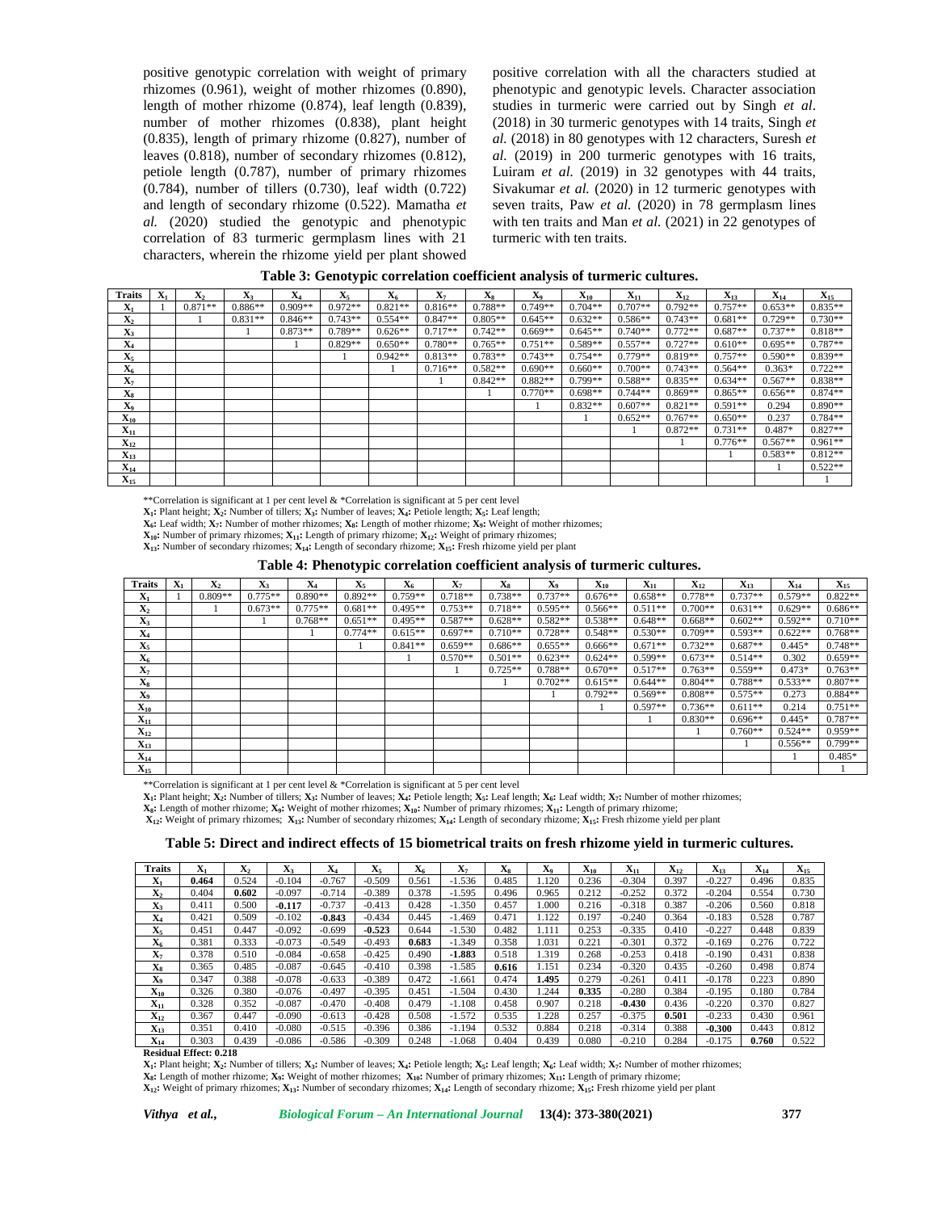positive genotypic correlation with weight of primary rhizomes (0.961), weight of mother rhizomes (0.890), length of mother rhizome (0.874), leaf length (0.839), number of mother rhizomes (0.838), plant height (0.835), length of primary rhizome (0.827), number of leaves (0.818), number of secondary rhizomes (0.812), petiole length (0.787), number of primary rhizomes (0.784), number of tillers (0.730), leaf width (0.722) and length of secondary rhizome (0.522). Mamatha *et al.* (2020) studied the genotypic and phenotypic correlation of 83 turmeric germplasm lines with 21 characters, wherein the rhizome yield per plant showed positive correlation with all the characters studied at phenotypic and genotypic levels. Character association studies in turmeric were carried out by Singh *et al.* (2018) in 30 turmeric genotypes with 14 traits, Singh *et al.* (2018) in 80 genotypes with 12 characters, Suresh *et al.* (2019) in 200 turmeric genotypes with 16 traits, Luiram *et al.* (2019) in 32 genotypes with 44 traits, Sivakumar *et al.* (2020) in 12 turmeric genotypes with seven traits, Paw *et al.* (2020) in 78 germplasm lines with ten traits and Man *et al.* (2021) in 22 genotypes of turmeric with ten traits.

**Table 3: Genotypic correlation coefficient analysis of turmeric cultures.**

| Traits | $X_1$ | $X_2$ | $X_3$ | $X_4$ | $X_5$ | $X_6$ | $X_7$ | $X_8$ | $X_9$ | $X_{10}$ | $X_{11}$ | $X_{12}$ | $X_{13}$ | $X_{14}$ | $X_{15}$ |
|---|---|---|---|---|---|---|---|---|---|---|---|---|---|---|---|
| $X_1$ | 1 | 0.871** | 0.886** | 0.909** | 0.972** | 0.821** | 0.816** | 0.788** | 0.749** | 0.704** | 0.707** | 0.792** | 0.757** | 0.653** | 0.835** |
| $X_2$ | | 1 | 0.831** | 0.846** | 0.743** | 0.554** | 0.847** | 0.805** | 0.645** | 0.632** | 0.586** | 0.743** | 0.681** | 0.729** | 0.730** |
| $X_3$ | | | 1 | 0.873** | 0.789** | 0.626** | 0.717** | 0.742** | 0.669** | 0.645** | 0.740** | 0.772** | 0.687** | 0.737** | 0.818** |
| $X_4$ | | | | 1 | 0.829** | 0.650** | 0.780** | 0.765** | 0.751** | 0.589** | 0.557** | 0.727** | 0.610** | 0.695** | 0.787** |
| $X_5$ | | | | | 1 | 0.942** | 0.813** | 0.783** | 0.743** | 0.754** | 0.779** | 0.819** | 0.757** | 0.590** | 0.839** |
| $X_6$ | | | | | | 1 | 0.716** | 0.582** | 0.690** | 0.660** | 0.700** | 0.743** | 0.564** | 0.363* | 0.722** |
| $X_7$ | | | | | | | 1 | 0.842** | 0.882** | 0.799** | 0.588** | 0.835** | 0.634** | 0.567** | 0.838** |
| $X_8$ | | | | | | | | 1 | 0.770** | 0.698** | 0.744** | 0.869** | 0.865** | 0.656** | 0.874** |
| $X_9$ | | | | | | | | | 1 | 0.832** | 0.607** | 0.821** | 0.591** | 0.294 | 0.890** |
| $X_{10}$ | | | | | | | | | | 1 | 0.652** | 0.767** | 0.650** | 0.237 | 0.784** |
| $X_{11}$ | | | | | | | | | | | 1 | 0.872** | 0.731** | 0.487* | 0.827** |
| $X_{12}$ | | | | | | | | | | | | 1 | 0.776** | 0.567** | 0.961** |
| $X_{13}$ | | | | | | | | | | | | | 1 | 0.583** | 0.812** |
| $X_{14}$ | | | | | | | | | | | | | | 1 | 0.522** |
| $X_{15}$ | | | | | | | | | | | | | | | 1 |

**Correlation is significant at 1 per cent level & *Correlation is significant at 5 per cent level

$X_1$: Plant height; $X_2$: Number of tillers; $X_3$: Number of leaves; $X_4$: Petiole length; $X_5$: Leaf length;
$X_6$: Leaf width; $X_7$: Number of mother rhizomes; $X_8$: Length of mother rhizome; $X_9$: Weight of mother rhizomes;
$X_{10}$: Number of primary rhizomes; $X_{11}$: Length of primary rhizome; $X_{12}$: Weight of primary rhizomes;
$X_{13}$: Number of secondary rhizomes; $X_{14}$: Length of secondary rhizome; $X_{15}$: Fresh rhizome yield per plant

**Table 4: Phenotypic correlation coefficient analysis of turmeric cultures.**

| Traits | $X_1$ | $X_2$ | $X_3$ | $X_4$ | $X_5$ | $X_6$ | $X_7$ | $X_8$ | $X_9$ | $X_{10}$ | $X_{11}$ | $X_{12}$ | $X_{13}$ | $X_{14}$ | $X_{15}$ |
|---|---|---|---|---|---|---|---|---|---|---|---|---|---|---|---|
| $X_1$ | 1 | 0.809** | 0.775** | 0.890** | 0.892** | 0.759** | 0.718** | 0.738** | 0.737** | 0.676** | 0.658** | 0.778** | 0.737** | 0.579** | 0.822** |
| $X_2$ | | 1 | 0.673** | 0.775** | 0.681** | 0.495** | 0.753** | 0.718** | 0.595** | 0.566** | 0.511** | 0.700** | 0.631** | 0.629** | 0.686** |
| $X_3$ | | | 1 | 0.768** | 0.651** | 0.495** | 0.587** | 0.628** | 0.582** | 0.538** | 0.648** | 0.668** | 0.602** | 0.592** | 0.710** |
| $X_4$ | | | | 1 | 0.774** | 0.615** | 0.697** | 0.710** | 0.728** | 0.548** | 0.530** | 0.709** | 0.593** | 0.622** | 0.768** |
| $X_5$ | | | | | 1 | 0.841** | 0.659** | 0.686** | 0.655** | 0.666** | 0.671** | 0.732** | 0.687** | 0.445* | 0.748** |
| $X_6$ | | | | | | 1 | 0.570** | 0.501** | 0.623** | 0.624** | 0.599** | 0.673** | 0.514** | 0.302 | 0.659** |
| $X_7$ | | | | | | | 1 | 0.725** | 0.788** | 0.670** | 0.517** | 0.763** | 0.559** | 0.473* | 0.763** |
| $X_8$ | | | | | | | | 1 | 0.702** | 0.615** | 0.644** | 0.804** | 0.788** | 0.533** | 0.807** |
| $X_9$ | | | | | | | | | 1 | 0.792** | 0.569** | 0.808** | 0.575** | 0.273 | 0.884** |
| $X_{10}$ | | | | | | | | | | 1 | 0.597** | 0.736** | 0.611** | 0.214 | 0.751** |
| $X_{11}$ | | | | | | | | | | | 1 | 0.830** | 0.696** | 0.445* | 0.787** |
| $X_{12}$ | | | | | | | | | | | | 1 | 0.760** | 0.524** | 0.959** |
| $X_{13}$ | | | | | | | | | | | | | 1 | 0.556** | 0.799** |
| $X_{14}$ | | | | | | | | | | | | | | 1 | 0.485* |
| $X_{15}$ | | | | | | | | | | | | | | | 1 |

**Correlation is significant at 1 per cent level & *Correlation is significant at 5 per cent level

$X_1$: Plant height; $X_2$: Number of tillers; $X_3$: Number of leaves; $X_4$: Petiole length; $X_5$: Leaf length; $X_6$: Leaf width; $X_7$: Number of mother rhizomes;
$X_8$: Length of mother rhizome; $X_9$: Weight of mother rhizomes; $X_{10}$: Number of primary rhizomes; $X_{11}$: Length of primary rhizome;
$X_{12}$: Weight of primary rhizomes; $X_{13}$: Number of secondary rhizomes; $X_{14}$: Length of secondary rhizome; $X_{15}$: Fresh rhizome yield per plant

**Table 5: Direct and indirect effects of 15 biometrical traits on fresh rhizome yield in turmeric cultures.**

| Traits | $X_1$ | $X_2$ | $X_3$ | $X_4$ | $X_5$ | $X_6$ | $X_7$ | $X_8$ | $X_9$ | $X_{10}$ | $X_{11}$ | $X_{12}$ | $X_{13}$ | $X_{14}$ | $X_{15}$ |
|---|---|---|---|---|---|---|---|---|---|---|---|---|---|---|---|
| $X_1$ | **0.464** | 0.524 | -0.104 | -0.767 | -0.509 | 0.561 | -1.536 | 0.485 | 1.120 | 0.236 | -0.304 | 0.397 | -0.227 | 0.496 | 0.835 |
| $X_2$ | 0.404 | **0.602** | -0.097 | -0.714 | -0.389 | 0.378 | -1.595 | 0.496 | 0.965 | 0.212 | -0.252 | 0.372 | -0.204 | 0.554 | 0.730 |
| $X_3$ | 0.411 | 0.500 | **-0.117** | -0.737 | -0.413 | 0.428 | -1.350 | 0.457 | 1.000 | 0.216 | -0.318 | 0.387 | -0.206 | 0.560 | 0.818 |
| $X_4$ | 0.421 | 0.509 | -0.102 | **-0.843** | -0.434 | 0.445 | -1.469 | 0.471 | 1.122 | 0.197 | -0.240 | 0.364 | -0.183 | 0.528 | 0.787 |
| $X_5$ | 0.451 | 0.447 | -0.092 | -0.699 | **-0.523** | 0.644 | -1.530 | 0.482 | 1.111 | 0.253 | -0.335 | 0.410 | -0.227 | 0.448 | 0.839 |
| $X_6$ | 0.381 | 0.333 | -0.073 | -0.549 | -0.493 | **0.683** | -1.349 | 0.358 | 1.031 | 0.221 | -0.301 | 0.372 | -0.169 | 0.276 | 0.722 |
| $X_7$ | 0.378 | 0.510 | -0.084 | -0.658 | -0.425 | 0.490 | **-1.883** | 0.518 | 1.319 | 0.268 | -0.253 | 0.418 | -0.190 | 0.431 | 0.838 |
| $X_8$ | 0.365 | 0.485 | -0.087 | -0.645 | -0.410 | 0.398 | -1.585 | **0.616** | 1.151 | 0.234 | -0.320 | 0.435 | -0.260 | 0.498 | 0.874 |
| $X_9$ | 0.347 | 0.388 | -0.078 | -0.633 | -0.389 | 0.472 | -1.661 | 0.474 | **1.495** | 0.279 | -0.261 | 0.411 | -0.178 | 0.223 | 0.890 |
| $X_{10}$ | 0.326 | 0.380 | -0.076 | -0.497 | -0.395 | 0.451 | -1.504 | 0.430 | 1.244 | **0.335** | -0.280 | 0.384 | -0.195 | 0.180 | 0.784 |
| $X_{11}$ | 0.328 | 0.352 | -0.087 | -0.470 | -0.408 | 0.479 | -1.108 | 0.458 | 0.907 | 0.218 | **-0.430** | 0.436 | -0.220 | 0.370 | 0.827 |
| $X_{12}$ | 0.367 | 0.447 | -0.090 | -0.613 | -0.428 | 0.508 | -1.572 | 0.535 | 1.228 | 0.257 | -0.375 | **0.501** | -0.233 | 0.430 | 0.961 |
| $X_{13}$ | 0.351 | 0.410 | -0.080 | -0.515 | -0.396 | 0.386 | -1.194 | 0.532 | 0.884 | 0.218 | -0.314 | 0.388 | **-0.300** | 0.443 | 0.812 |
| $X_{14}$ | 0.303 | 0.439 | -0.086 | -0.586 | -0.309 | 0.248 | -1.068 | 0.404 | 0.439 | 0.080 | -0.210 | 0.284 | -0.175 | **0.760** | 0.522 |

**Residual Effect: 0.218**

$X_1$: Plant height; $X_2$: Number of tillers; $X_3$: Number of leaves; $X_4$: Petiole length; $X_5$: Leaf length; $X_6$: Leaf width; $X_7$: Number of mother rhizomes;
$X_8$: Length of mother rhizome; $X_9$: Weight of mother rhizomes; $X_{10}$: Number of primary rhizomes; $X_{11}$: Length of primary rhizome;
$X_{12}$: Weight of primary rhizomes; $X_{13}$: Number of secondary rhizomes; $X_{14}$: Length of secondary rhizome; $X_{15}$: Fresh rhizome yield per plant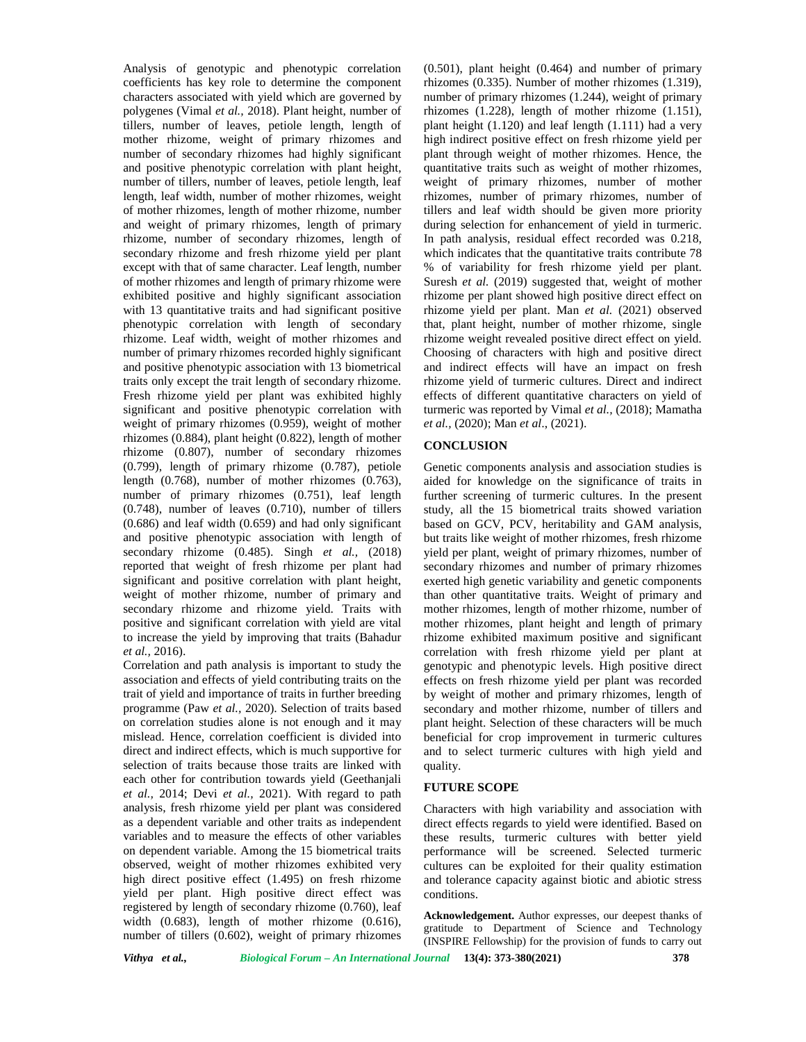Analysis of genotypic and phenotypic correlation coefficients has key role to determine the component characters associated with yield which are governed by polygenes (Vimal *et al.,* 2018). Plant height, number of tillers, number of leaves, petiole length, length of mother rhizome, weight of primary rhizomes and number of secondary rhizomes had highly significant and positive phenotypic correlation with plant height, number of tillers, number of leaves, petiole length, leaf length, leaf width, number of mother rhizomes, weight of mother rhizomes, length of mother rhizome, number and weight of primary rhizomes, length of primary rhizome, number of secondary rhizomes, length of secondary rhizome and fresh rhizome yield per plant except with that of same character. Leaf length, number of mother rhizomes and length of primary rhizome were exhibited positive and highly significant association with 13 quantitative traits and had significant positive phenotypic correlation with length of secondary rhizome. Leaf width, weight of mother rhizomes and number of primary rhizomes recorded highly significant and positive phenotypic association with 13 biometrical traits only except the trait length of secondary rhizome. Fresh rhizome yield per plant was exhibited highly significant and positive phenotypic correlation with weight of primary rhizomes (0.959), weight of mother rhizomes (0.884), plant height (0.822), length of mother rhizome (0.807), number of secondary rhizomes (0.799), length of primary rhizome (0.787), petiole length (0.768), number of mother rhizomes (0.763), number of primary rhizomes (0.751), leaf length (0.748), number of leaves (0.710), number of tillers (0.686) and leaf width (0.659) and had only significant and positive phenotypic association with length of secondary rhizome (0.485). Singh *et al.,* (2018) reported that weight of fresh rhizome per plant had significant and positive correlation with plant height, weight of mother rhizome, number of primary and secondary rhizome and rhizome yield. Traits with positive and significant correlation with yield are vital to increase the yield by improving that traits (Bahadur *et al.,* 2016).

Correlation and path analysis is important to study the association and effects of yield contributing traits on the trait of yield and importance of traits in further breeding programme (Paw *et al.,* 2020). Selection of traits based on correlation studies alone is not enough and it may mislead. Hence, correlation coefficient is divided into direct and indirect effects, which is much supportive for selection of traits because those traits are linked with each other for contribution towards yield (Geethanjali *et al.,* 2014; Devi *et al.,* 2021). With regard to path analysis, fresh rhizome yield per plant was considered as a dependent variable and other traits as independent variables and to measure the effects of other variables on dependent variable. Among the 15 biometrical traits observed, weight of mother rhizomes exhibited very high direct positive effect (1.495) on fresh rhizome yield per plant. High positive direct effect was registered by length of secondary rhizome (0.760), leaf width (0.683), length of mother rhizome (0.616), number of tillers (0.602), weight of primary rhizomes (0.501), plant height (0.464) and number of primary rhizomes (0.335). Number of mother rhizomes (1.319), number of primary rhizomes (1.244), weight of primary rhizomes (1.228), length of mother rhizome (1.151), plant height (1.120) and leaf length (1.111) had a very high indirect positive effect on fresh rhizome yield per plant through weight of mother rhizomes. Hence, the quantitative traits such as weight of mother rhizomes, weight of primary rhizomes, number of mother rhizomes, number of primary rhizomes, number of tillers and leaf width should be given more priority during selection for enhancement of yield in turmeric. In path analysis, residual effect recorded was 0.218, which indicates that the quantitative traits contribute 78 % of variability for fresh rhizome yield per plant. Suresh *et al.* (2019) suggested that, weight of mother rhizome per plant showed high positive direct effect on rhizome yield per plant. Man *et al.* (2021) observed that, plant height, number of mother rhizome, single rhizome weight revealed positive direct effect on yield. Choosing of characters with high and positive direct and indirect effects will have an impact on fresh rhizome yield of turmeric cultures. Direct and indirect effects of different quantitative characters on yield of turmeric was reported by Vimal *et al.,* (2018); Mamatha *et al.,* (2020); Man *et al*., (2021).

## CONCLUSION

Genetic components analysis and association studies is aided for knowledge on the significance of traits in further screening of turmeric cultures. In the present study, all the 15 biometrical traits showed variation based on GCV, PCV, heritability and GAM analysis, but traits like weight of mother rhizomes, fresh rhizome yield per plant, weight of primary rhizomes, number of secondary rhizomes and number of primary rhizomes exerted high genetic variability and genetic components than other quantitative traits. Weight of primary and mother rhizomes, length of mother rhizome, number of mother rhizomes, plant height and length of primary rhizome exhibited maximum positive and significant correlation with fresh rhizome yield per plant at genotypic and phenotypic levels. High positive direct effects on fresh rhizome yield per plant was recorded by weight of mother and primary rhizomes, length of secondary and mother rhizome, number of tillers and plant height. Selection of these characters will be much beneficial for crop improvement in turmeric cultures and to select turmeric cultures with high yield and quality.

## FUTURE SCOPE

Characters with high variability and association with direct effects regards to yield were identified. Based on these results, turmeric cultures with better yield performance will be screened. Selected turmeric cultures can be exploited for their quality estimation and tolerance capacity against biotic and abiotic stress conditions.

**Acknowledgement.** Author expresses, our deepest thanks of gratitude to Department of Science and Technology (INSPIRE Fellowship) for the provision of funds to carry out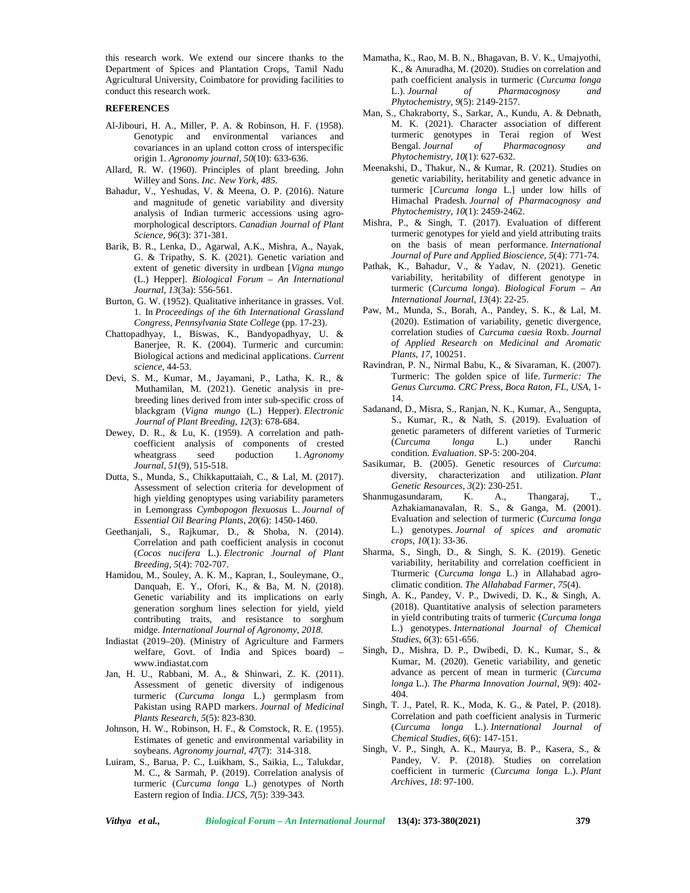this research work. We extend our sincere thanks to the Department of Spices and Plantation Crops, Tamil Nadu Agricultural University, Coimbatore for providing facilities to conduct this research work.

## REFERENCES

Al-Jibouri, H. A., Miller, P. A. & Robinson, H. F. (1958). Genotypic and environmental variances and covariances in an upland cotton cross of interspecific origin 1. *Agronomy journal*, *50*(10): 633-636.

Allard, R. W. (1960). Principles of plant breeding. John Willey and Sons. *Inc. New York*, *485*.

Bahadur, V., Yeshudas, V. & Meena, O. P. (2016). Nature and magnitude of genetic variability and diversity analysis of Indian turmeric accessions using agro-morphological descriptors. *Canadian Journal of Plant Science*, *96*(3): 371-381.

Barik, B. R., Lenka, D., Agarwal, A.K., Mishra, A., Nayak, G. & Tripathy, S. K. (2021). Genetic variation and extent of genetic diversity in urdbean [*Vigna mungo* (L.) Hepper]. *Biological Forum – An International Journal*, *13*(3a): 556-561.

Burton, G. W. (1952). Qualitative inheritance in grasses. Vol. 1. In *Proceedings of the 6th International Grassland Congress, Pennsylvania State College* (pp. 17-23).

Chattopadhyay, I., Biswas, K., Bandyopadhyay, U. & Banerjee, R. K. (2004). Turmeric and curcumin: Biological actions and medicinal applications. *Current science*, 44-53.

Devi, S. M., Kumar, M., Jayamani, P., Latha, K. R., & Muthamilan, M. (2021). Genetic analysis in pre-breeding lines derived from inter sub-specific cross of blackgram (*Vigna mungo* (L.) Hepper). *Electronic Journal of Plant Breeding*, *12*(3): 678-684.

Dewey, D. R., & Lu, K. (1959). A correlation and path-coefficient analysis of components of crested wheatgrass seed poduction 1. *Agronomy Journal*, *51*(9), 515-518.

Dutta, S., Munda, S., Chikkaputtaiah, C., & Lal, M. (2017). Assessment of selection criteria for development of high yielding genoptypes using variability parameters in Lemongrass *Cymbopogon flexuosus* L. *Journal of Essential Oil Bearing Plants*, *20*(6): 1450-1460.

Geethanjali, S., Rajkumar, D., & Shoba, N. (2014). Correlation and path coefficient analysis in coconut (*Cocos nucifera* L.). *Electronic Journal of Plant Breeding*, *5*(4): 702-707.

Hamidou, M., Souley, A. K. M., Kapran, I., Souleymane, O., Danquah, E. Y., Ofori, K., & Ba, M. N. (2018). Genetic variability and its implications on early generation sorghum lines selection for yield, yield contributing traits, and resistance to sorghum midge. *International Journal of Agronomy*, *2018*.

Indiastat (2019–20). (Ministry of Agriculture and Farmers welfare, Govt. of India and Spices board) – www.indiastat.com

Jan, H. U., Rabbani, M. A., & Shinwari, Z. K. (2011). Assessment of genetic diversity of indigenous turmeric (*Curcuma longa* L.) germplasm from Pakistan using RAPD markers. *Journal of Medicinal Plants Research*, *5*(5): 823-830.

Johnson, H. W., Robinson, H. F., & Comstock, R. E. (1955). Estimates of genetic and environmental variability in soybeans. *Agronomy journal*, *47*(7): 314-318.

Luiram, S., Barua, P. C., Luikham, S., Saikia, L., Talukdar, M. C., & Sarmah, P. (2019). Correlation analysis of turmeric (*Curcuma longa* L.) genotypes of North Eastern region of India. *IJCS*, *7*(5): 339-343.

Mamatha, K., Rao, M. B. N., Bhagavan, B. V. K., Umajyothi, K., & Anuradha, M. (2020). Studies on correlation and path coefficient analysis in turmeric (*Curcuma longa* L.). *Journal of Pharmacognosy and Phytochemistry*, *9*(5): 2149-2157.

Man, S., Chakraborty, S., Sarkar, A., Kundu, A. & Debnath, M. K. (2021). Character association of different turmeric genotypes in Terai region of West Bengal. *Journal of Pharmacognosy and Phytochemistry*, *10*(1): 627-632.

Meenakshi, D., Thakur, N., & Kumar, R. (2021). Studies on genetic variability, heritability and genetic advance in turmeric [*Curcuma longa* L.] under low hills of Himachal Pradesh. *Journal of Pharmacognosy and Phytochemistry*, *10*(1): 2459-2462.

Mishra, P., & Singh, T. (2017). Evaluation of different turmeric genotypes for yield and yield attributing traits on the basis of mean performance. *International Journal of Pure and Applied Bioscience*, *5*(4): 771-74.

Pathak, K., Bahadur, V., & Yadav, N. (2021). Genetic variability, heritability of different genotype in turmeric (*Curcuma longa*). *Biological Forum – An International Journal*, *13*(4): 22-25.

Paw, M., Munda, S., Borah, A., Pandey, S. K., & Lal, M. (2020). Estimation of variability, genetic divergence, correlation studies of *Curcuma caesia* Roxb. *Journal of Applied Research on Medicinal and Aromatic Plants*, *17*, 100251.

Ravindran, P. N., Nirmal Babu, K., & Sivaraman, K. (2007). Turmeric: The golden spice of life. *Turmeric: The Genus Curcuma*. *CRC Press, Boca Raton, FL, USA*, 1-14.

Sadanand, D., Misra, S., Ranjan, N. K., Kumar, A., Sengupta, S., Kumar, R., & Nath, S. (2019). Evaluation of genetic parameters of different varieties of Turmeric (*Curcuma longa* L.) under Ranchi condition. *Evaluation*. SP-5: 200-204.

Sasikumar, B. (2005). Genetic resources of *Curcuma*: diversity, characterization and utilization. *Plant Genetic Resources*, *3*(2): 230-251.

Shanmugasundaram, K. A., Thangaraj, T., Azhakiamanavalan, R. S., & Ganga, M. (2001). Evaluation and selection of turmeric (*Curcuma longa* L.) genotypes. *Journal of spices and aromatic crops*, *10*(1): 33-36.

Sharma, S., Singh, D., & Singh, S. K. (2019). Genetic variability, heritability and correlation coefficient in Tturmeric (*Curcuma longa* L.) in Allahabad agro-climatic condition. *The Allahabad Farmer*, *75*(4).

Singh, A. K., Pandey, V. P., Dwivedi, D. K., & Singh, A. (2018). Quantitative analysis of selection parameters in yield contributing traits of turmeric (*Curcuma longa* L.) genotypes. *International Journal of Chemical Studies*, *6*(3): 651-656.

Singh, D., Mishra, D. P., Dwibedi, D. K., Kumar, S., & Kumar, M. (2020). Genetic variability, and genetic advance as percent of mean in turmeric (*Curcuma longa* L.). *The Pharma Innovation Journal*, *9*(9): 402-404.

Singh, T. J., Patel, R. K., Moda, K. G., & Patel, P. (2018). Correlation and path coefficient analysis in Turmeric (*Curcuma longa* L.). *International Journal of Chemical Studies*, *6*(6): 147-151.

Singh, V. P., Singh, A. K., Maurya, B. P., Kasera, S., & Pandey, V. P. (2018). Studies on correlation coefficient in turmeric (*Curcuma longa* L.). *Plant Archives*, *18*: 97-100.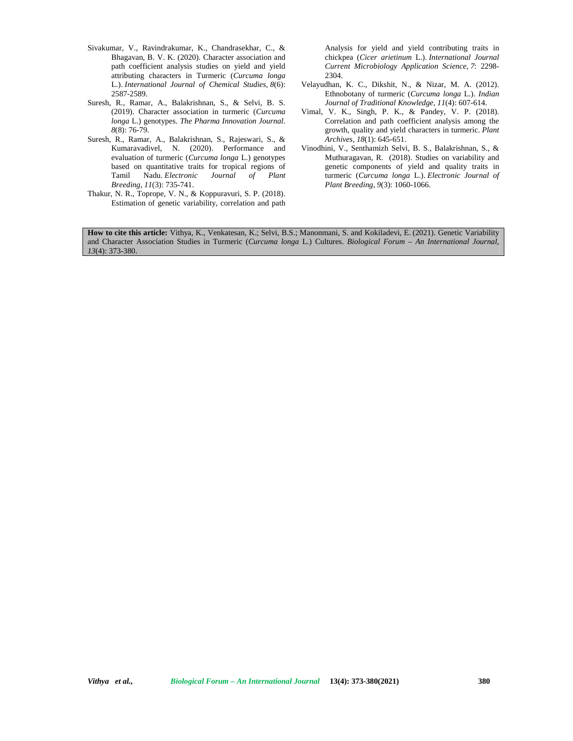Sivakumar, V., Ravindrakumar, K., Chandrasekhar, C., & Bhagavan, B. V. K. (2020). Character association and path coefficient analysis studies on yield and yield attributing characters in Turmeric (*Curcuma longa* L.). *International Journal of Chemical Studies*, *8*(6): 2587-2589.

Suresh, R., Ramar, A., Balakrishnan, S., & Selvi, B. S. (2019). Character association in turmeric (*Curcuma longa* L.) genotypes. *The Pharma Innovation Journal*. *8*(8): 76-79.

Suresh, R., Ramar, A., Balakrishnan, S., Rajeswari, S., & Kumaravadivel, N. (2020). Performance and evaluation of turmeric (*Curcuma longa* L.) genotypes based on quantitative traits for tropical regions of Tamil Nadu. *Electronic Journal of Plant Breeding*, *11*(3): 735-741.

Thakur, N. R., Toprope, V. N., & Koppuravuri, S. P. (2018). Estimation of genetic variability, correlation and path Analysis for yield and yield contributing traits in chickpea (*Cicer arietinum* L.). *International Journal Current Microbiology Application Science*, *7*: 2298-2304.

Velayudhan, K. C., Dikshit, N., & Nizar, M. A. (2012). Ethnobotany of turmeric (*Curcuma longa* L.). *Indian Journal of Traditional Knowledge*, *11*(4): 607-614.

Vimal, V. K., Singh, P. K., & Pandey, V. P. (2018). Correlation and path coefficient analysis among the growth, quality and yield characters in turmeric. *Plant Archives*, *18*(1): 645-651.

Vinodhini, V., Senthamizh Selvi, B. S., Balakrishnan, S., & Muthuragavan, R. (2018). Studies on variability and genetic components of yield and quality traits in turmeric (*Curcuma longa* L.). *Electronic Journal of Plant Breeding*, *9*(3): 1060-1066.

**How to cite this article:** Vithya, K., Venkatesan, K.; Selvi, B.S.; Manonmani, S. and Kokiladevi, E. (2021). Genetic Variability and Character Association Studies in Turmeric (*Curcuma longa* L.) Cultures. *Biological Forum – An International Journal*, *13*(4): 373-380.